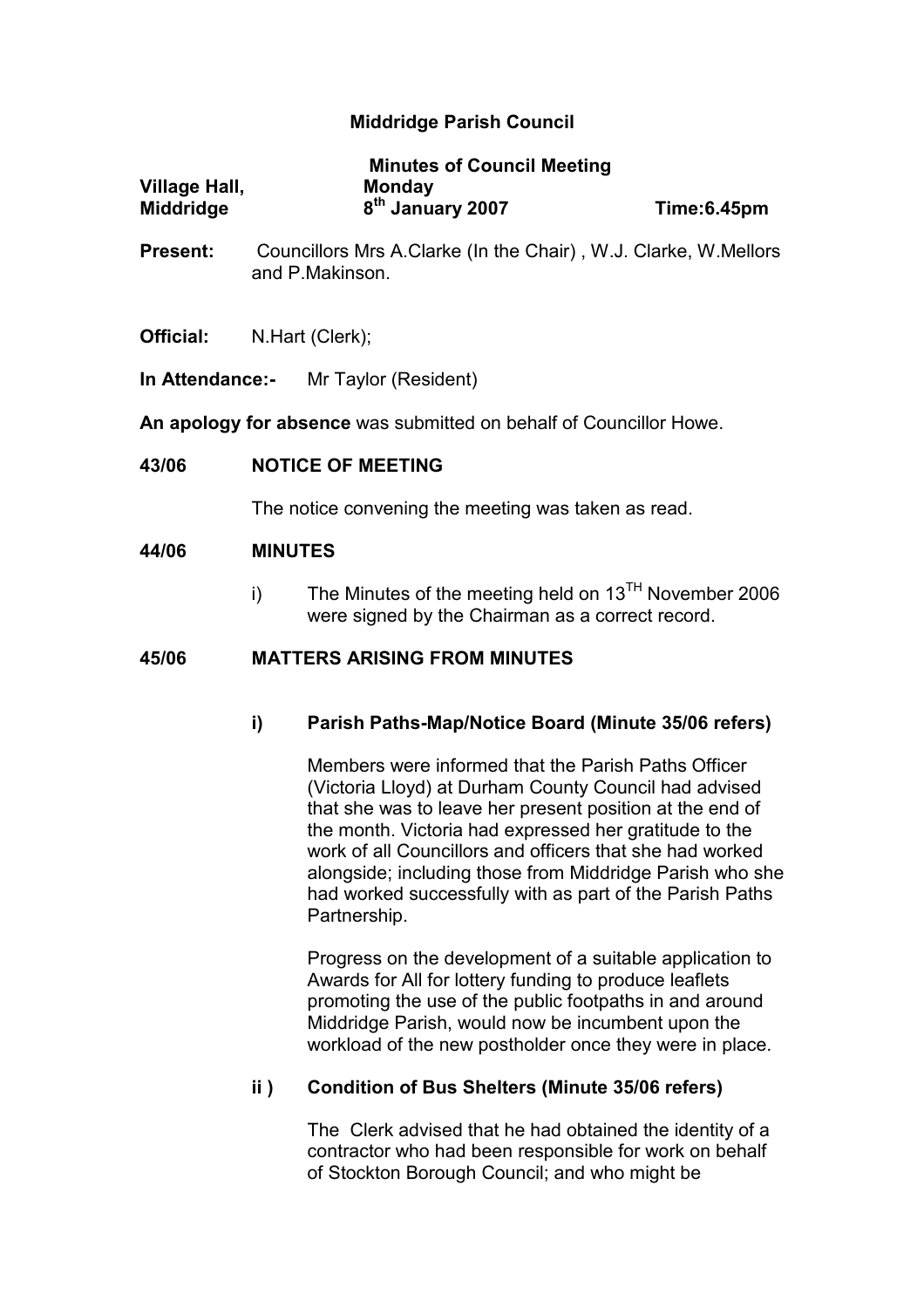**Middridge Parish Council**

**Minutes of Council Meeting**

| **Village Hall, Middridge** | **Monday 8th January 2007** | **Time:6.45pm** |
|---|---|---|

**Present:** Councillors Mrs A.Clarke (In the Chair) , W.J. Clarke, W.Mellors and P.Makinson.

**Official:** N.Hart (Clerk);

**In Attendance:-** Mr Taylor (Resident)

**An apology for absence** was submitted on behalf of Councillor Howe.

**43/06 NOTICE OF MEETING**

The notice convening the meeting was taken as read.

**44/06 MINUTES**

i) The Minutes of the meeting held on 13TH November 2006 were signed by the Chairman as a correct record.

**45/06 MATTERS ARISING FROM MINUTES**

**i) Parish Paths-Map/Notice Board (Minute 35/06 refers)**

Members were informed that the Parish Paths Officer (Victoria Lloyd) at Durham County Council had advised that she was to leave her present position at the end of the month. Victoria had expressed her gratitude to the work of all Councillors and officers that she had worked alongside; including those from Middridge Parish who she had worked successfully with as part of the Parish Paths Partnership.

Progress on the development of a suitable application to Awards for All for lottery funding to produce leaflets promoting the use of the public footpaths in and around Middridge Parish, would now be incumbent upon the workload of the new postholder once they were in place.

**ii ) Condition of Bus Shelters (Minute 35/06 refers)**

The Clerk advised that he had obtained the identity of a contractor who had been responsible for work on behalf of Stockton Borough Council; and who might be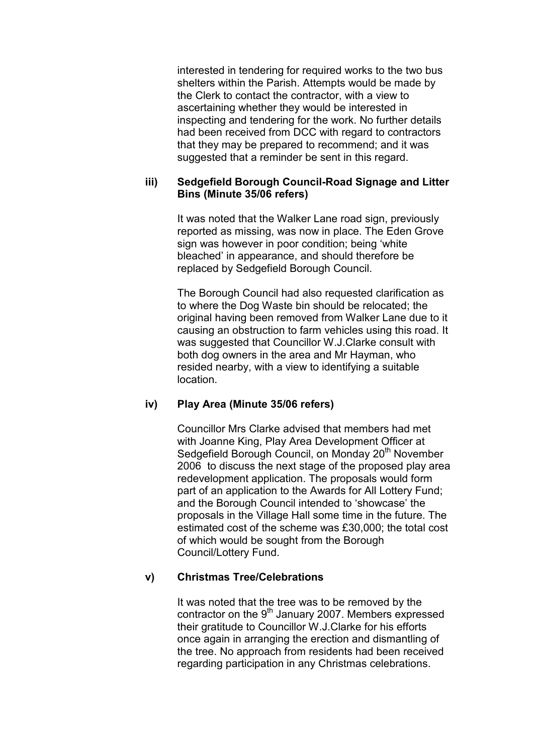interested in tendering for required works to the two bus shelters within the Parish. Attempts would be made by the Clerk to contact the contractor, with a view to ascertaining whether they would be interested in inspecting and tendering for the work. No further details had been received from DCC with regard to contractors that they may be prepared to recommend; and it was suggested that a reminder be sent in this regard.

**iii) Sedgefield Borough Council-Road Signage and Litter Bins (Minute 35/06 refers)**

It was noted that the Walker Lane road sign, previously reported as missing, was now in place. The Eden Grove sign was however in poor condition; being 'white bleached' in appearance, and should therefore be replaced by Sedgefield Borough Council.

The Borough Council had also requested clarification as to where the Dog Waste bin should be relocated; the original having been removed from Walker Lane due to it causing an obstruction to farm vehicles using this road. It was suggested that Councillor W.J.Clarke consult with both dog owners in the area and Mr Hayman, who resided nearby, with a view to identifying a suitable location.

**iv) Play Area (Minute 35/06 refers)**

Councillor Mrs Clarke advised that members had met with Joanne King, Play Area Development Officer at Sedgefield Borough Council, on Monday 20th November 2006 to discuss the next stage of the proposed play area redevelopment application. The proposals would form part of an application to the Awards for All Lottery Fund; and the Borough Council intended to 'showcase' the proposals in the Village Hall some time in the future. The estimated cost of the scheme was £30,000; the total cost of which would be sought from the Borough Council/Lottery Fund.

**v) Christmas Tree/Celebrations**

It was noted that the tree was to be removed by the contractor on the 9th January 2007. Members expressed their gratitude to Councillor W.J.Clarke for his efforts once again in arranging the erection and dismantling of the tree. No approach from residents had been received regarding participation in any Christmas celebrations.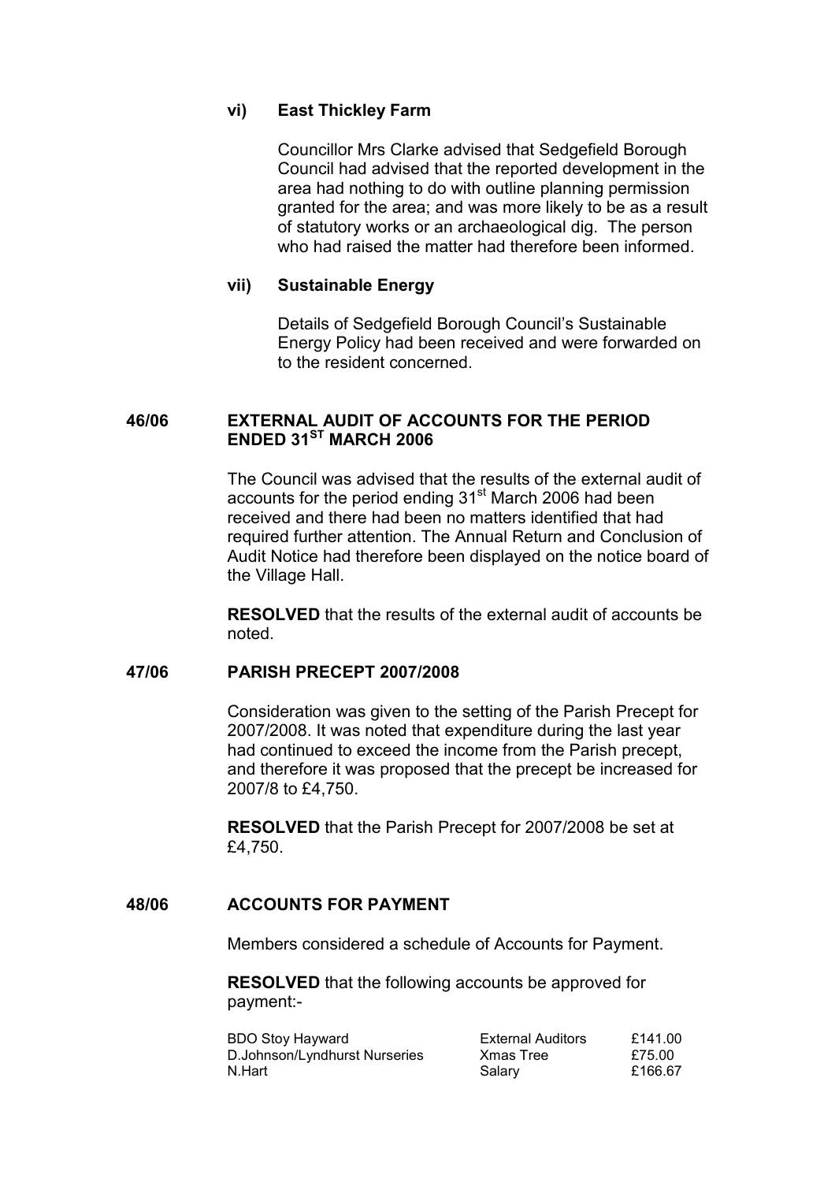### vi) East Thickley Farm

Councillor Mrs Clarke advised that Sedgefield Borough Council had advised that the reported development in the area had nothing to do with outline planning permission granted for the area; and was more likely to be as a result of statutory works or an archaeological dig. The person who had raised the matter had therefore been informed.

### vii) Sustainable Energy

Details of Sedgefield Borough Council's Sustainable Energy Policy had been received and were forwarded on to the resident concerned.

## 46/06 EXTERNAL AUDIT OF ACCOUNTS FOR THE PERIOD ENDED 31ST MARCH 2006

The Council was advised that the results of the external audit of accounts for the period ending 31st March 2006 had been received and there had been no matters identified that had required further attention. The Annual Return and Conclusion of Audit Notice had therefore been displayed on the notice board of the Village Hall.

**RESOLVED** that the results of the external audit of accounts be noted.

## 47/06 PARISH PRECEPT 2007/2008

Consideration was given to the setting of the Parish Precept for 2007/2008. It was noted that expenditure during the last year had continued to exceed the income from the Parish precept, and therefore it was proposed that the precept be increased for 2007/8 to £4,750.

**RESOLVED** that the Parish Precept for 2007/2008 be set at £4,750.

## 48/06 ACCOUNTS FOR PAYMENT

Members considered a schedule of Accounts for Payment.

**RESOLVED** that the following accounts be approved for payment:-

| | | |
|---|---|---|
| BDO Stoy Hayward | External Auditors | £141.00 |
| D.Johnson/Lyndhurst Nurseries | Xmas Tree | £75.00 |
| N.Hart | Salary | £166.67 |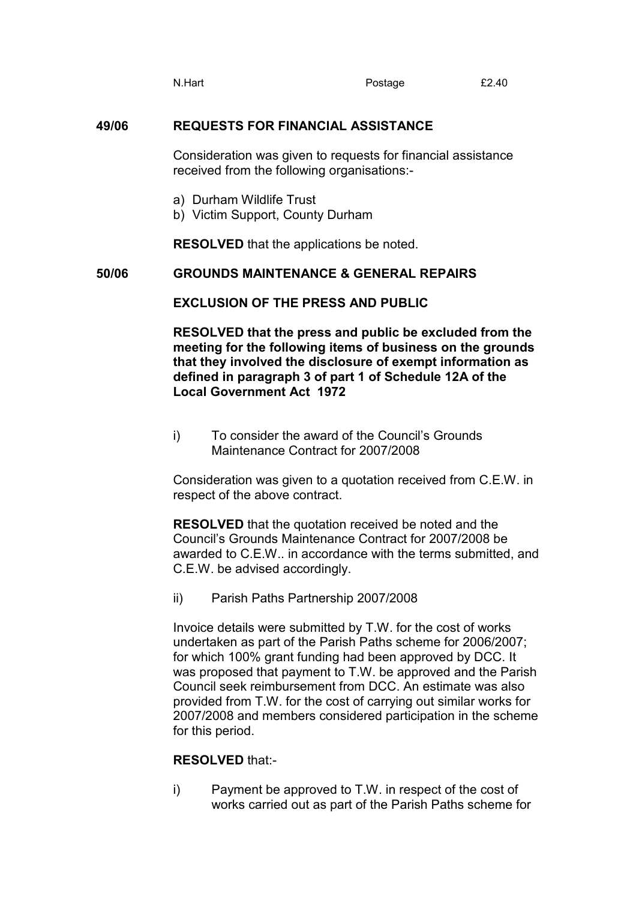| | | |
|---|---|---|
| N.Hart | Postage | £2.40 |

**49/06 REQUESTS FOR FINANCIAL ASSISTANCE**

Consideration was given to requests for financial assistance received from the following organisations:-

a) Durham Wildlife Trust
b) Victim Support, County Durham

**RESOLVED** that the applications be noted.

**50/06 GROUNDS MAINTENANCE & GENERAL REPAIRS**

**EXCLUSION OF THE PRESS AND PUBLIC**

**RESOLVED that the press and public be excluded from the meeting for the following items of business on the grounds that they involved the disclosure of exempt information as defined in paragraph 3 of part 1 of Schedule 12A of the Local Government Act 1972**

i) To consider the award of the Council's Grounds Maintenance Contract for 2007/2008

Consideration was given to a quotation received from C.E.W. in respect of the above contract.

**RESOLVED** that the quotation received be noted and the Council's Grounds Maintenance Contract for 2007/2008 be awarded to C.E.W.. in accordance with the terms submitted, and C.E.W. be advised accordingly.

ii) Parish Paths Partnership 2007/2008

Invoice details were submitted by T.W. for the cost of works undertaken as part of the Parish Paths scheme for 2006/2007; for which 100% grant funding had been approved by DCC. It was proposed that payment to T.W. be approved and the Parish Council seek reimbursement from DCC. An estimate was also provided from T.W. for the cost of carrying out similar works for 2007/2008 and members considered participation in the scheme for this period.

**RESOLVED** that:-

i) Payment be approved to T.W. in respect of the cost of works carried out as part of the Parish Paths scheme for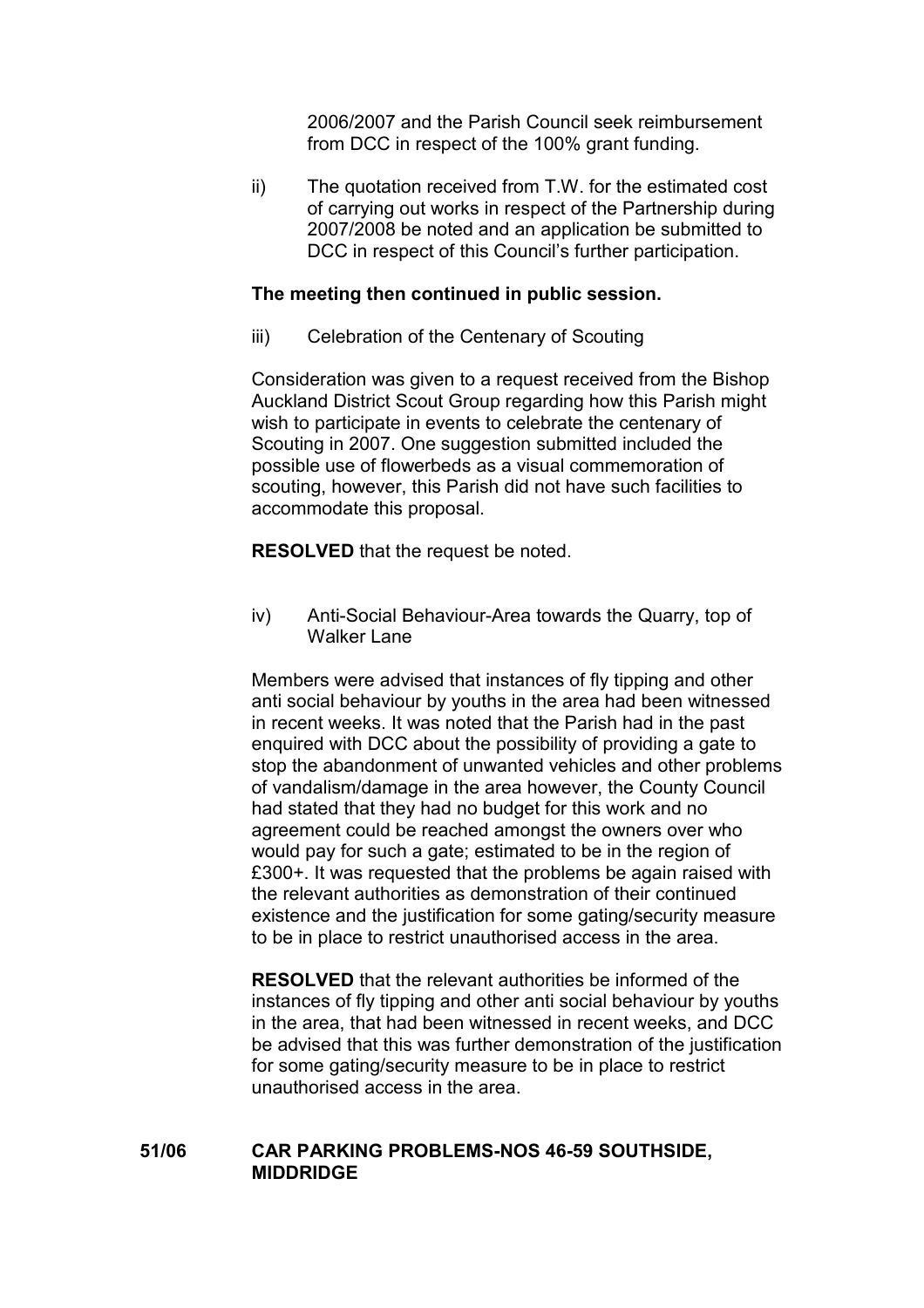2006/2007 and the Parish Council seek reimbursement from DCC in respect of the 100% grant funding.

ii) The quotation received from T.W. for the estimated cost of carrying out works in respect of the Partnership during 2007/2008 be noted and an application be submitted to DCC in respect of this Council's further participation.

**The meeting then continued in public session.**

iii) Celebration of the Centenary of Scouting

Consideration was given to a request received from the Bishop Auckland District Scout Group regarding how this Parish might wish to participate in events to celebrate the centenary of Scouting in 2007. One suggestion submitted included the possible use of flowerbeds as a visual commemoration of scouting, however, this Parish did not have such facilities to accommodate this proposal.

**RESOLVED** that the request be noted.

iv) Anti-Social Behaviour-Area towards the Quarry, top of Walker Lane

Members were advised that instances of fly tipping and other anti social behaviour by youths in the area had been witnessed in recent weeks. It was noted that the Parish had in the past enquired with DCC about the possibility of providing a gate to stop the abandonment of unwanted vehicles and other problems of vandalism/damage in the area however, the County Council had stated that they had no budget for this work and no agreement could be reached amongst the owners over who would pay for such a gate; estimated to be in the region of £300+. It was requested that the problems be again raised with the relevant authorities as demonstration of their continued existence and the justification for some gating/security measure to be in place to restrict unauthorised access in the area.

**RESOLVED** that the relevant authorities be informed of the instances of fly tipping and other anti social behaviour by youths in the area, that had been witnessed in recent weeks, and DCC be advised that this was further demonstration of the justification for some gating/security measure to be in place to restrict unauthorised access in the area.

**51/06 CAR PARKING PROBLEMS-NOS 46-59 SOUTHSIDE, MIDDRIDGE**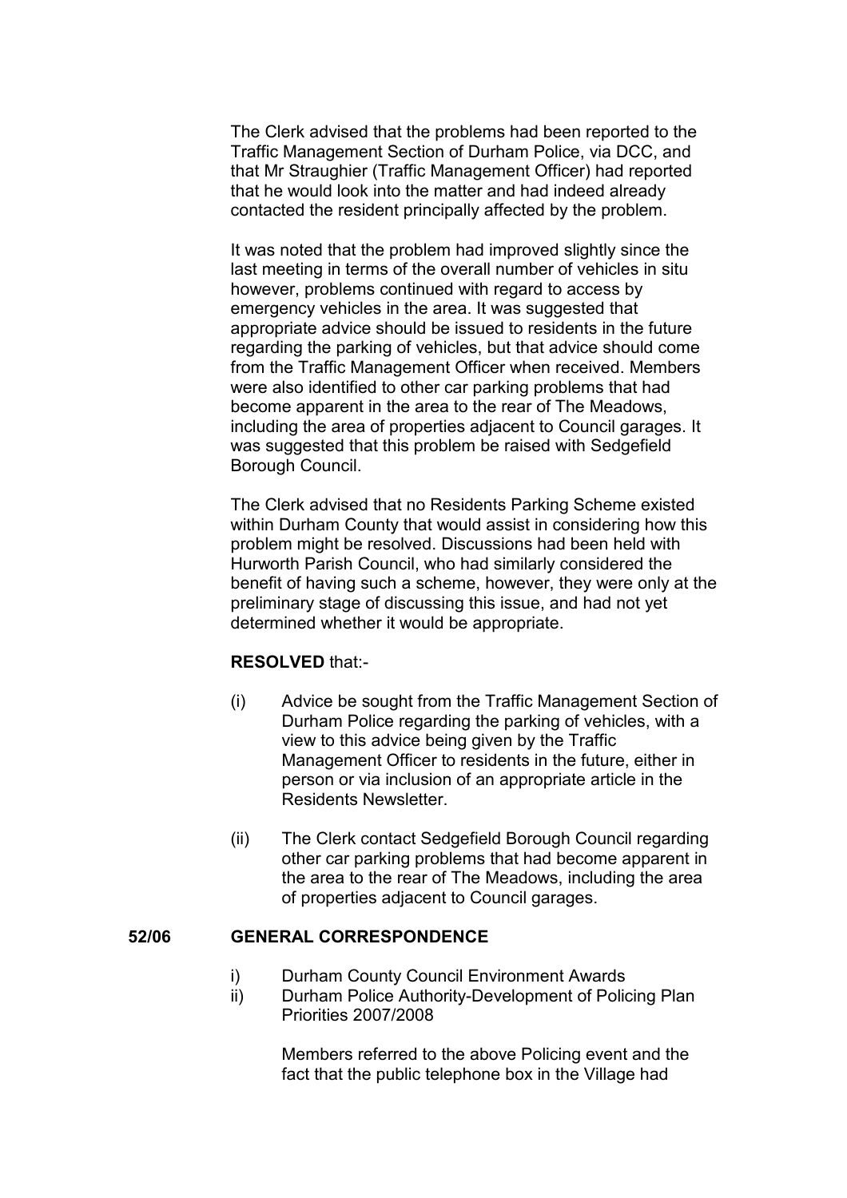The Clerk advised that the problems had been reported to the Traffic Management Section of Durham Police, via DCC, and that Mr Straughier (Traffic Management Officer) had reported that he would look into the matter and had indeed already contacted the resident principally affected by the problem.

It was noted that the problem had improved slightly since the last meeting in terms of the overall number of vehicles in situ however, problems continued with regard to access by emergency vehicles in the area. It was suggested that appropriate advice should be issued to residents in the future regarding the parking of vehicles, but that advice should come from the Traffic Management Officer when received. Members were also identified to other car parking problems that had become apparent in the area to the rear of The Meadows, including the area of properties adjacent to Council garages. It was suggested that this problem be raised with Sedgefield Borough Council.

The Clerk advised that no Residents Parking Scheme existed within Durham County that would assist in considering how this problem might be resolved. Discussions had been held with Hurworth Parish Council, who had similarly considered the benefit of having such a scheme, however, they were only at the preliminary stage of discussing this issue, and had not yet determined whether it would be appropriate.

**RESOLVED** that:-

(i) Advice be sought from the Traffic Management Section of Durham Police regarding the parking of vehicles, with a view to this advice being given by the Traffic Management Officer to residents in the future, either in person or via inclusion of an appropriate article in the Residents Newsletter.

(ii) The Clerk contact Sedgefield Borough Council regarding other car parking problems that had become apparent in the area to the rear of The Meadows, including the area of properties adjacent to Council garages.

**52/06 GENERAL CORRESPONDENCE**

i) Durham County Council Environment Awards
ii) Durham Police Authority-Development of Policing Plan Priorities 2007/2008

Members referred to the above Policing event and the fact that the public telephone box in the Village had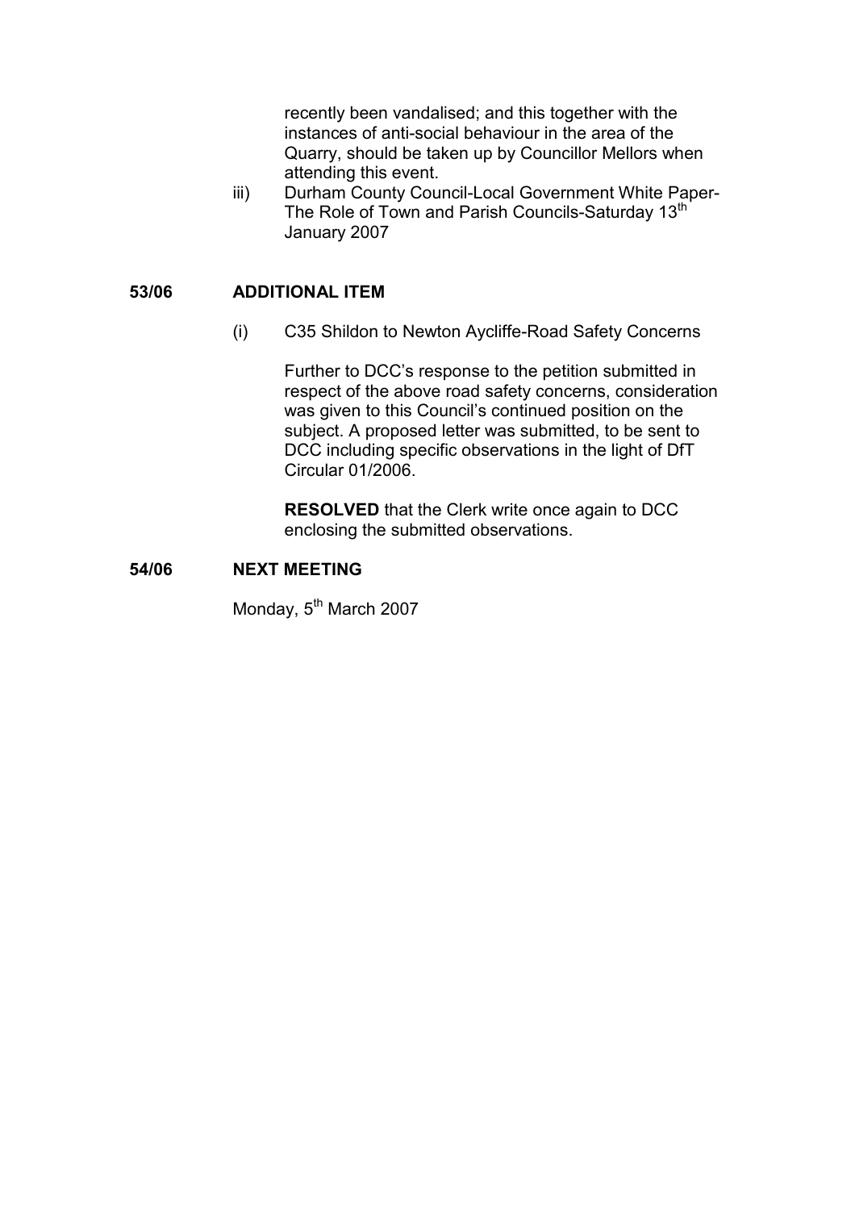recently been vandalised; and this together with the instances of anti-social behaviour in the area of the Quarry, should be taken up by Councillor Mellors when attending this event.

iii) Durham County Council-Local Government White Paper-The Role of Town and Parish Councils-Saturday 13th January 2007

## 53/06 ADDITIONAL ITEM

(i) C35 Shildon to Newton Aycliffe-Road Safety Concerns

Further to DCC's response to the petition submitted in respect of the above road safety concerns, consideration was given to this Council's continued position on the subject. A proposed letter was submitted, to be sent to DCC including specific observations in the light of DfT Circular 01/2006.

**RESOLVED** that the Clerk write once again to DCC enclosing the submitted observations.

## 54/06 NEXT MEETING

Monday, 5th March 2007